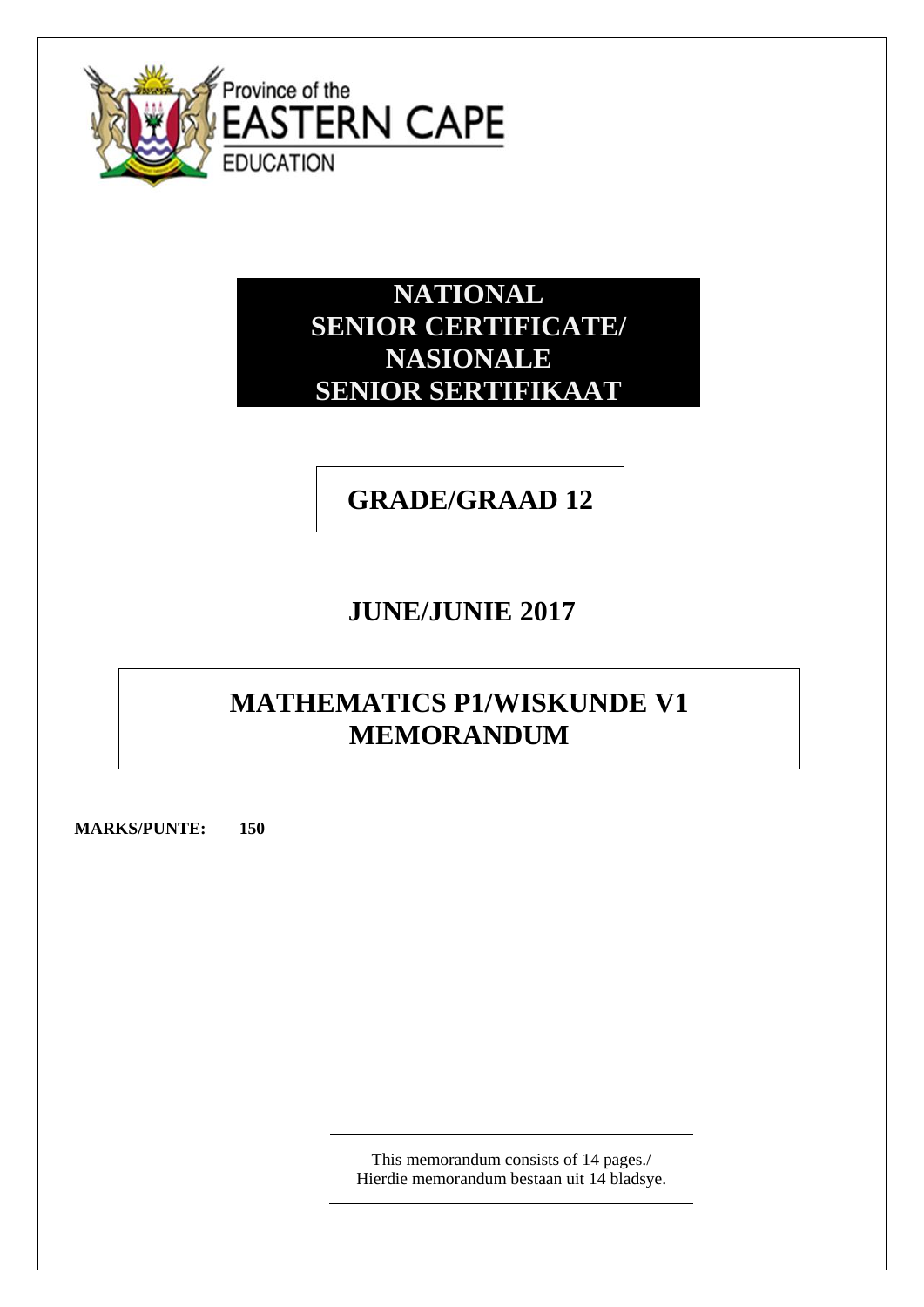Province of the
EASTERN CAPE
EDUCATION

# NATIONAL SENIOR CERTIFICATE/ NASIONALE SENIOR SERTIFIKAAT

## GRADE/GRAAD 12

## JUNE/JUNIE 2017

## MATHEMATICS P1/WISKUNDE V1 MEMORANDUM

**MARKS/PUNTE: 150**

This memorandum consists of 14 pages./
Hierdie memorandum bestaan uit 14 bladsye.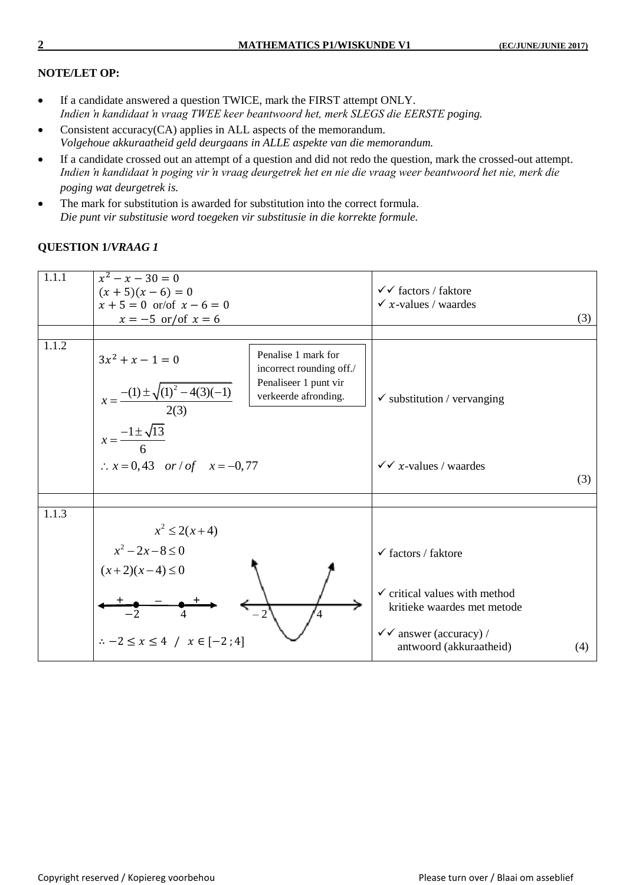**NOTE/LET OP:**

- If a candidate answered a question TWICE, mark the FIRST attempt ONLY.
  *Indien 'n kandidaat 'n vraag TWEE keer beantwoord het, merk SLEGS die EERSTE poging.*
- Consistent accuracy(CA) applies in ALL aspects of the memorandum.
  *Volgehoue akkuraatheid geld deurgaans in ALLE aspekte van die memorandum.*
- If a candidate crossed out an attempt of a question and did not redo the question, mark the crossed-out attempt.
  *Indien 'n kandidaat 'n poging vir 'n vraag deurgetrek het en nie die vraag weer beantwoord het nie, merk die poging wat deurgetrek is.*
- The mark for substitution is awarded for substitution into the correct formula.
  *Die punt vir substitusie word toegeken vir substitusie in die korrekte formule.*

**QUESTION 1/*VRAAG 1***

| | | |
|---|---|---|
| 1.1.1 | $x^2 - x - 30 = 0$<br>$(x+5)(x-6) = 0$<br>$x + 5 = 0$ or/of $x - 6 = 0$<br>$x = -5$ or/of $x = 6$ | ✓✓ factors / faktore<br>✓ $x$-values / waardes<br>(3) |
| | | |
| 1.1.2 | $3x^2 + x - 1 = 0$<br>$x = \dfrac{-(1) \pm \sqrt{(1)^2 - 4(3)(-1)}}{2(3)}$<br>$x = \dfrac{-1 \pm \sqrt{13}}{6}$<br>$\therefore x = 0,43$ *or / of* $x = -0,77$<br><br>Penalise 1 mark for incorrect rounding off./ Penaliseer 1 punt vir verkeerde afronding. | ✓ substitution / vervanging<br><br>✓✓ $x$-values / waardes<br>(3) |
| | | |
| 1.1.3 | $x^2 \leq 2(x+4)$<br>$x^2 - 2x - 8 \leq 0$<br>$(x+2)(x-4) \leq 0$<br>[sign diagram: + at left of $-2$, − between $-2$ and $4$, + right of $4$; parabola cutting $x$-axis at $-2$ and $4$]<br>$\therefore -2 \leq x \leq 4$ / $x \in [-2\,;4]$ | ✓ factors / faktore<br><br>✓ critical values with method<br>kritieke waardes met metode<br><br>✓✓ answer (accuracy) /<br>antwoord (akkuraatheid)<br>(4) |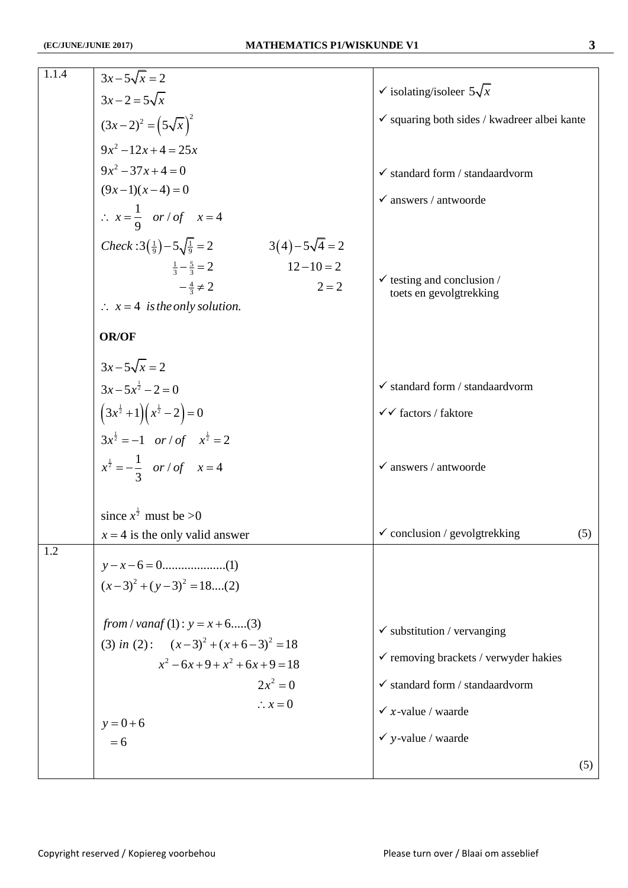| | | |
|---|---|---|
| 1.1.4 | $3x-5\sqrt{x}=2$<br>$3x-2=5\sqrt{x}$<br>$(3x-2)^2=\left(5\sqrt{x}\right)^2$<br>$9x^2-12x+4=25x$<br>$9x^2-37x+4=0$<br>$(9x-1)(x-4)=0$<br>$\therefore\ x=\frac{1}{9}\quad or/of\quad x=4$<br>$Check: 3\left(\frac{1}{9}\right)-5\sqrt{\frac{1}{9}}=2 \qquad 3(4)-5\sqrt{4}=2$<br>$\frac{1}{3}-\frac{5}{3}=2 \qquad 12-10=2$<br>$-\frac{4}{3}\neq 2 \qquad 2=2$<br>$\therefore\ x=4$ *is the only solution.*<br><br>**OR/OF**<br><br>$3x-5\sqrt{x}=2$<br>$3x-5x^{\frac{1}{2}}-2=0$<br>$\left(3x^{\frac{1}{2}}+1\right)\left(x^{\frac{1}{2}}-2\right)=0$<br>$3x^{\frac{1}{2}}=-1\quad or/of\quad x^{\frac{1}{2}}=2$<br>$x^{\frac{1}{2}}=-\frac{1}{3}\quad or/of\quad x=4$<br><br>since $x^{\frac{1}{2}}$ must be >0<br>$x=4$ is the only valid answer | ✓ isolating/isoleer $5\sqrt{x}$<br>✓ squaring both sides / kwadreer albei kante<br>✓ standard form / standaardvorm<br>✓ answers / antwoorde<br>✓ testing and conclusion / toets en gevolgtrekking<br><br><br>✓ standard form / standaardvorm<br>✓✓ factors / faktore<br>✓ answers / antwoorde<br>✓ conclusion / gevolgtrekking (5) |
| 1.2 | $y-x-6=0$....................(1)<br>$(x-3)^2+(y-3)^2=18$....(2)<br><br>*from / vanaf* (1): $y=x+6$.....(3)<br>(3) *in* (2): $(x-3)^2+(x+6-3)^2=18$<br>$x^2-6x+9+x^2+6x+9=18$<br>$2x^2=0$<br>$\therefore x=0$<br>$y=0+6$<br>$=6$ | ✓ substitution / vervanging<br>✓ removing brackets / verwyder hakies<br>✓ standard form / standaardvorm<br>✓ $x$-value / waarde<br>✓ $y$-value / waarde<br>(5) |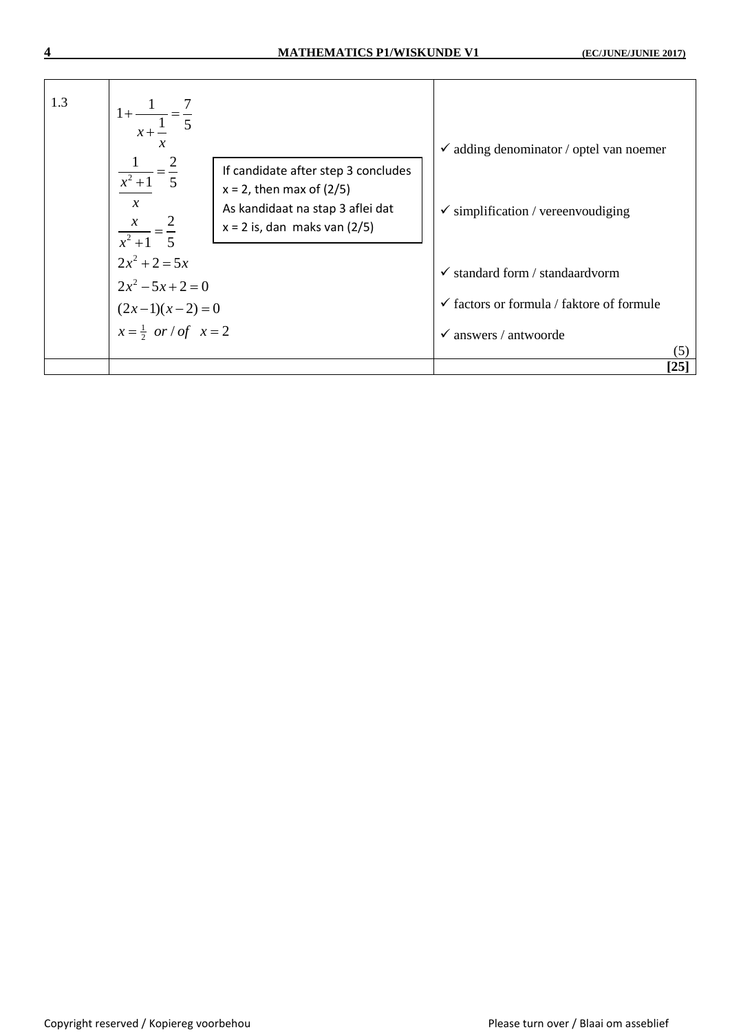| | | |
|---|---|---|
| 1.3 | $1+\dfrac{1}{x+\dfrac{1}{x}}=\dfrac{7}{5}$<br>$\dfrac{1}{\dfrac{x^2+1}{x}}=\dfrac{2}{5}$<br>$\dfrac{x}{x^2+1}=\dfrac{2}{5}$<br>$2x^2+2=5x$<br>$2x^2-5x+2=0$<br>$(2x-1)(x-2)=0$<br>$x=\frac{1}{2}$ or / of $x=2$<br><br>If candidate after step 3 concludes x = 2, then max of (2/5)<br>As kandidaat na stap 3 aflei dat x = 2 is, dan maks van (2/5) | ✓ adding denominator / optel van noemer<br><br>✓ simplification / vereenvoudiging<br><br>✓ standard form / standaardvorm<br><br>✓ factors or formula / faktore of formule<br><br>✓ answers / antwoorde<br>(5) |
| | | **[25]** |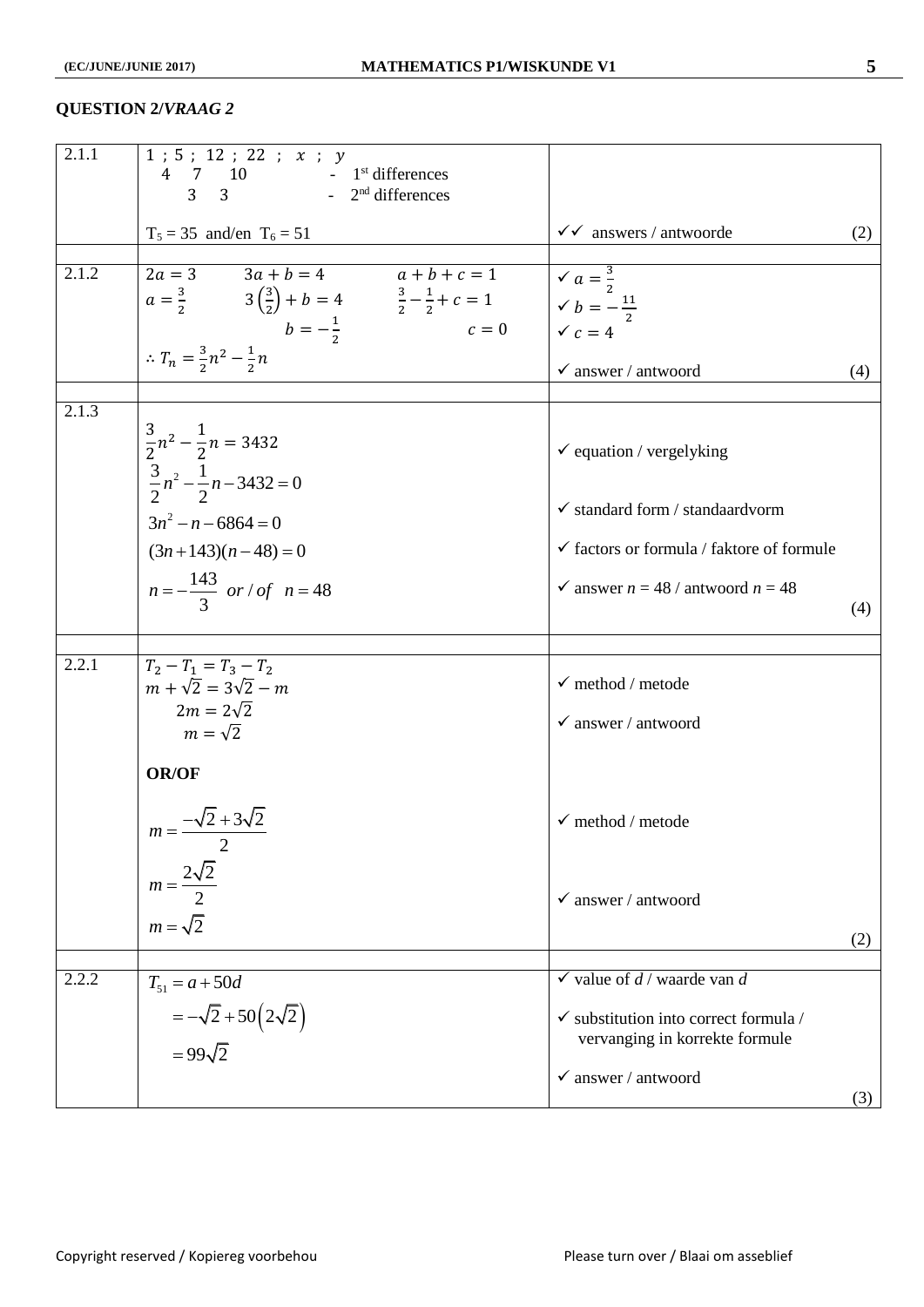## QUESTION 2/*VRAAG 2*

| | | |
|---|---|---|
| 2.1.1 | $1\ ;\ 5\ ;\ 12\ ;\ 22\ ;\ x\ ;\ y$<br>$4 \quad 7 \quad 10$ - 1st differences<br>$3 \quad 3$ - 2nd differences<br><br>$T_5 = 35$ and/en $T_6 = 51$ | ✓✓ answers / antwoorde (2) |
| | | |
| 2.1.2 | $2a = 3$ &nbsp;&nbsp; $3a + b = 4$ &nbsp;&nbsp; $a + b + c = 1$<br>$a = \frac{3}{2}$ &nbsp;&nbsp; $3\left(\frac{3}{2}\right) + b = 4$ &nbsp;&nbsp; $\frac{3}{2} - \frac{1}{2} + c = 1$<br>$b = -\frac{1}{2}$ &nbsp;&nbsp; $c = 0$<br>$\therefore T_n = \frac{3}{2}n^2 - \frac{1}{2}n$ | ✓ $a = \frac{3}{2}$<br>✓ $b = -\frac{11}{2}$<br>✓ $c = 4$<br><br>✓ answer / antwoord (4) |
| | | |
| 2.1.3 | $\frac{3}{2}n^2 - \frac{1}{2}n = 3432$<br>$\frac{3}{2}n^2 - \frac{1}{2}n - 3432 = 0$<br>$3n^2 - n - 6864 = 0$<br>$(3n + 143)(n - 48) = 0$<br>$n = -\frac{143}{3}$ *or / of* $n = 48$ | ✓ equation / vergelyking<br><br>✓ standard form / standaardvorm<br><br>✓ factors or formula / faktore of formule<br><br>✓ answer $n = 48$ / antwoord $n = 48$ (4) |
| | | |
| 2.2.1 | $T_2 - T_1 = T_3 - T_2$<br>$m + \sqrt{2} = 3\sqrt{2} - m$<br>$2m = 2\sqrt{2}$<br>$m = \sqrt{2}$<br><br>**OR/OF**<br><br>$m = \frac{-\sqrt{2} + 3\sqrt{2}}{2}$<br>$m = \frac{2\sqrt{2}}{2}$<br>$m = \sqrt{2}$ | ✓ method / metode<br><br>✓ answer / antwoord<br><br><br>✓ method / metode<br><br><br>✓ answer / antwoord (2) |
| | | |
| 2.2.2 | $T_{51} = a + 50d$<br>$= -\sqrt{2} + 50\left(2\sqrt{2}\right)$<br>$= 99\sqrt{2}$ | ✓ value of $d$ / waarde van $d$<br><br>✓ substitution into correct formula / vervanging in korrekte formule<br><br>✓ answer / antwoord (3) |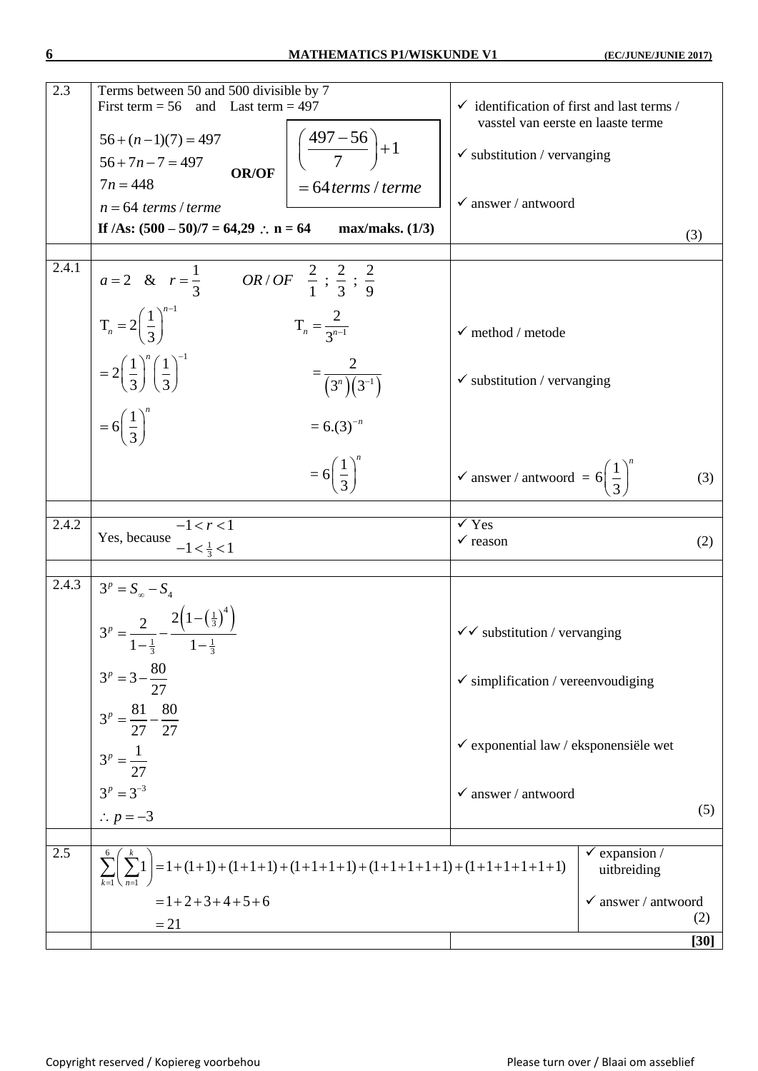| | | |
|---|---|---|
| 2.3 | Terms between 50 and 500 divisible by 7<br>First term = 56 and Last term = 497<br>$56+(n-1)(7)=497$<br>$56+7n-7=497$<br>$7n=448$<br>$n=64$ *terms / terme*<br>**OR/OF**<br>$\left(\frac{497-56}{7}\right)+1$<br>$=64$ *terms / terme*<br>**If /As: (500 – 50)/7 = 64,29 ∴ n = 64 max/maks. (1/3)** | ✓ identification of first and last terms / vasstel van eerste en laaste terme<br>✓ substitution / vervanging<br>✓ answer / antwoord<br>(3) |
| 2.4.1 | $a=2$ & $r=\frac{1}{3}$ *OR / OF* $\frac{2}{1}$ ; $\frac{2}{3}$ ; $\frac{2}{9}$<br>$T_n=2\left(\frac{1}{3}\right)^{n-1}$<br>$=2\left(\frac{1}{3}\right)^{n}\left(\frac{1}{3}\right)^{-1}$<br>$=6\left(\frac{1}{3}\right)^{n}$<br>OR:<br>$T_n=\frac{2}{3^{n-1}}$<br>$=\frac{2}{\left(3^{n}\right)\left(3^{-1}\right)}$<br>$=6.(3)^{-n}$<br>$=6\left(\frac{1}{3}\right)^{n}$ | ✓ method / metode<br>✓ substitution / vervanging<br>✓ answer / antwoord $=6\left(\frac{1}{3}\right)^{n}$<br>(3) |
| 2.4.2 | Yes, because $-1<r<1$<br>$-1<\frac{1}{3}<1$ | ✓ Yes<br>✓ reason<br>(2) |
| 2.4.3 | $3^{p}=S_{\infty}-S_{4}$<br>$3^{p}=\frac{2}{1-\frac{1}{3}}-\frac{2\left(1-\left(\frac{1}{3}\right)^{4}\right)}{1-\frac{1}{3}}$<br>$3^{p}=3-\frac{80}{27}$<br>$3^{p}=\frac{81}{27}-\frac{80}{27}$<br>$3^{p}=\frac{1}{27}$<br>$3^{p}=3^{-3}$<br>$\therefore p=-3$ | ✓✓ substitution / vervanging<br>✓ simplification / vereenvoudiging<br>✓ exponential law / eksponensiële wet<br>✓ answer / antwoord<br>(5) |
| 2.5 | $\sum_{k=1}^{6}\left(\sum_{n=1}^{k}1\right)=1+(1+1)+(1+1+1)+(1+1+1+1)+(1+1+1+1+1)+(1+1+1+1+1+1)$<br>$=1+2+3+4+5+6$<br>$=21$ | ✓ expansion / uitbreiding<br>✓ answer / antwoord<br>(2) |
| | | **[30]** |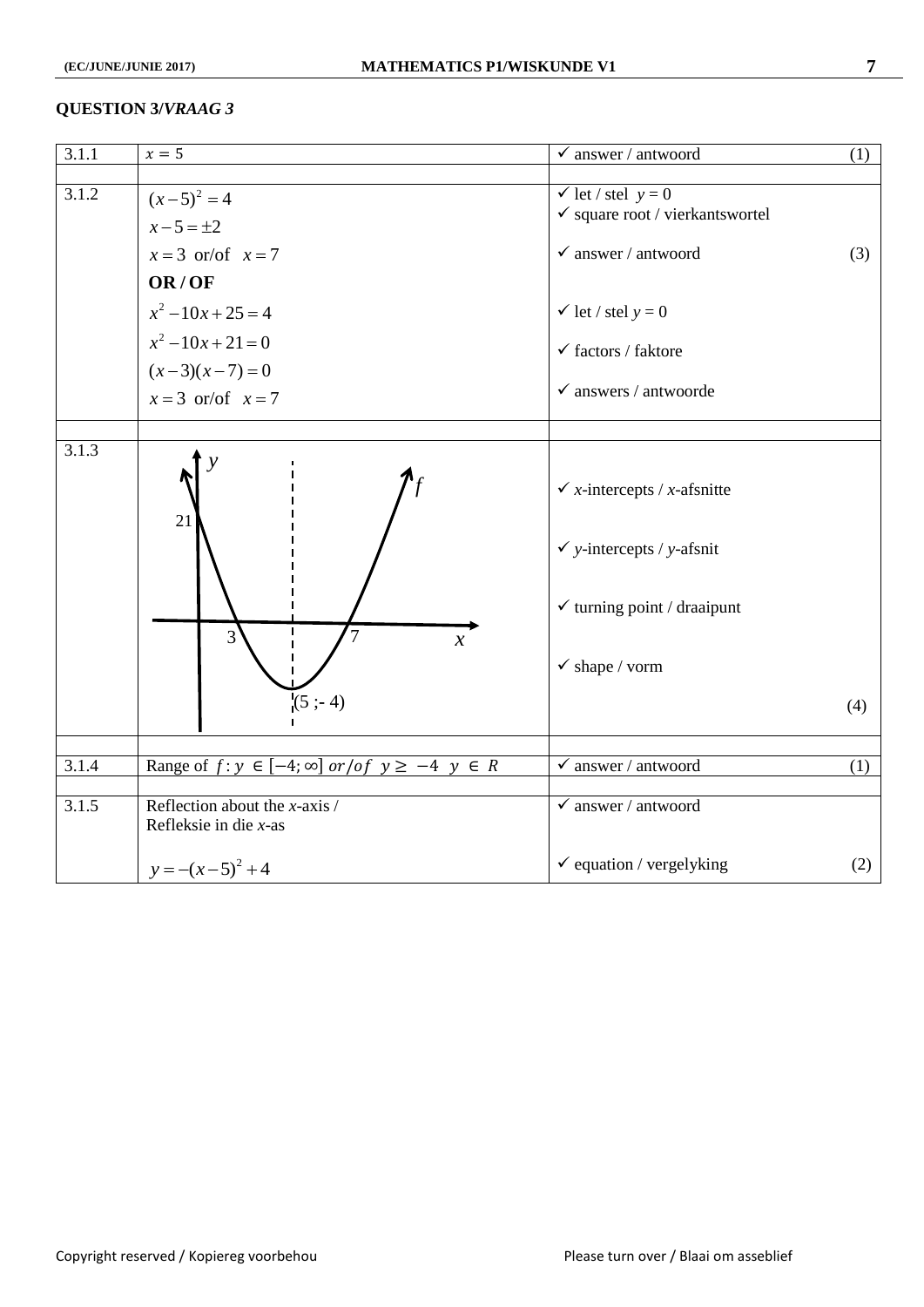**QUESTION 3/*VRAAG 3***

| | | |
|---|---|---|
| 3.1.1 | $x = 5$ | ✓ answer / antwoord (1) |
| 3.1.2 | $(x-5)^2 = 4$<br>$x-5 = \pm 2$<br>$x = 3$ or/of $x = 7$<br>**OR / OF**<br>$x^2 - 10x + 25 = 4$<br>$x^2 - 10x + 21 = 0$<br>$(x-3)(x-7) = 0$<br>$x = 3$ or/of $x = 7$ | ✓ let / stel $y = 0$<br>✓ square root / vierkantswortel<br>✓ answer / antwoord (3)<br><br>✓ let / stel $y = 0$<br>✓ factors / faktore<br>✓ answers / antwoorde |
| 3.1.3 | Graph of $f$: $y$-intercept 21; $x$-intercepts 3 and 7; turning point $(5\,;-4)$ | ✓ $x$-intercepts / $x$-afsnitte<br>✓ $y$-intercepts / $y$-afsnit<br>✓ turning point / draaipunt<br>✓ shape / vorm (4) |
| 3.1.4 | Range of $f: y \in [-4; \infty]$ $or/of$ $y \geq -4$ $y \in R$ | ✓ answer / antwoord (1) |
| 3.1.5 | Reflection about the $x$-axis /<br>Refleksie in die $x$-as<br>$y = -(x-5)^2 + 4$ | ✓ answer / antwoord<br>✓ equation / vergelyking (2) |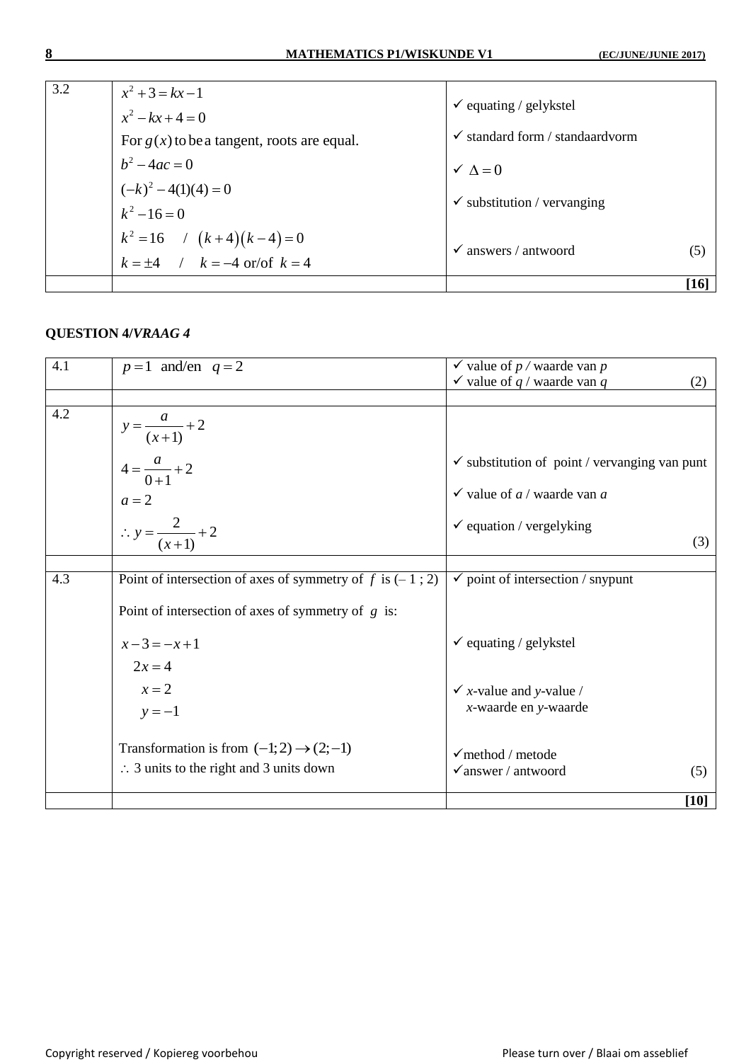| 3.2 | $x^2+3=kx-1$<br>$x^2-kx+4=0$<br>For $g(x)$ to be a tangent, roots are equal.<br>$b^2-4ac=0$<br>$(-k)^2-4(1)(4)=0$<br>$k^2-16=0$<br>$k^2=16$ / $(k+4)(k-4)=0$<br>$k=\pm4$ / $k=-4$ or/of $k=4$ | ✓ equating / gelykstel<br>✓ standard form / standaardvorm<br>✓ $\Delta=0$<br>✓ substitution / vervanging<br>✓ answers / antwoord (5) |
|---|---|---|
| | | **[16]** |

**QUESTION 4/*VRAAG 4***

| 4.1 | $p=1$ and/en $q=2$ | ✓ value of *p* / waarde van *p*<br>✓ value of *q* / waarde van *q* (2) |
|---|---|---|
| | | |
| 4.2 | $y=\dfrac{a}{(x+1)}+2$<br>$4=\dfrac{a}{0+1}+2$<br>$a=2$<br>$\therefore y=\dfrac{2}{(x+1)}+2$ | ✓ substitution of point / vervanging van punt<br>✓ value of *a* / waarde van *a*<br>✓ equation / vergelyking (3) |
| | | |
| 4.3 | Point of intersection of axes of symmetry of $f$ is (– 1 ; 2)<br>Point of intersection of axes of symmetry of $g$ is:<br>$x-3=-x+1$<br>$2x=4$<br>$x=2$<br>$y=-1$<br>Transformation is from $(-1;2)\rightarrow(2;-1)$<br>$\therefore$ 3 units to the right and 3 units down | ✓ point of intersection / snypunt<br>✓ equating / gelykstel<br>✓ *x*-value and *y*-value / *x*-waarde en *y*-waarde<br>✓ method / metode<br>✓ answer / antwoord (5) |
| | | **[10]** |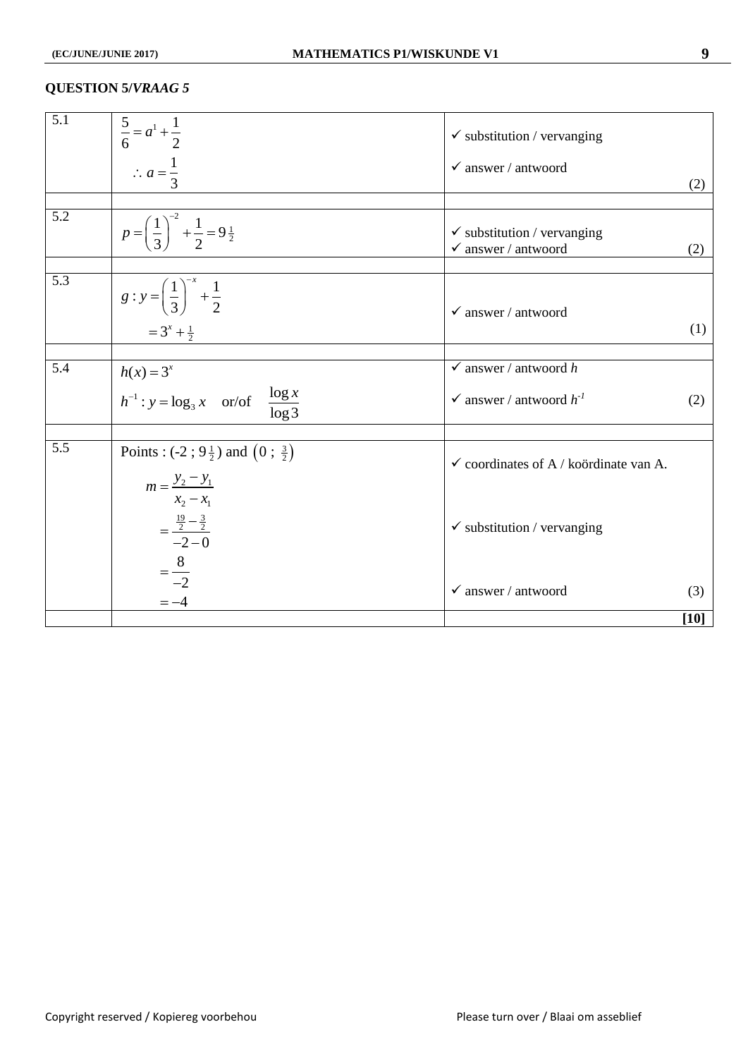## QUESTION 5/*VRAAG 5*

| | | |
|---|---|---|
| 5.1 | $\frac{5}{6} = a^1 + \frac{1}{2}$ <br> $\therefore a = \frac{1}{3}$ | ✓ substitution / vervanging <br> ✓ answer / antwoord (2) |
| | | |
| 5.2 | $p = \left(\frac{1}{3}\right)^{-2} + \frac{1}{2} = 9\frac{1}{2}$ | ✓ substitution / vervanging <br> ✓ answer / antwoord (2) |
| | | |
| 5.3 | $g : y = \left(\frac{1}{3}\right)^{-x} + \frac{1}{2}$ <br> $= 3^x + \frac{1}{2}$ | ✓ answer / antwoord (1) |
| | | |
| 5.4 | $h(x) = 3^x$ <br> $h^{-1} : y = \log_3 x$ or/of $\frac{\log x}{\log 3}$ | ✓ answer / antwoord *h* <br> ✓ answer / antwoord $h^{-1}$ (2) |
| | | |
| 5.5 | Points : $(-2\ ;\ 9\frac{1}{2})$ and $\left(0\ ;\ \frac{3}{2}\right)$ <br> $m = \frac{y_2 - y_1}{x_2 - x_1}$ <br> $= \frac{\frac{19}{2} - \frac{3}{2}}{-2 - 0}$ <br> $= \frac{8}{-2}$ <br> $= -4$ | ✓ coordinates of A / koördinate van A. <br> ✓ substitution / vervanging <br> ✓ answer / antwoord (3) |
| | | **[10]** |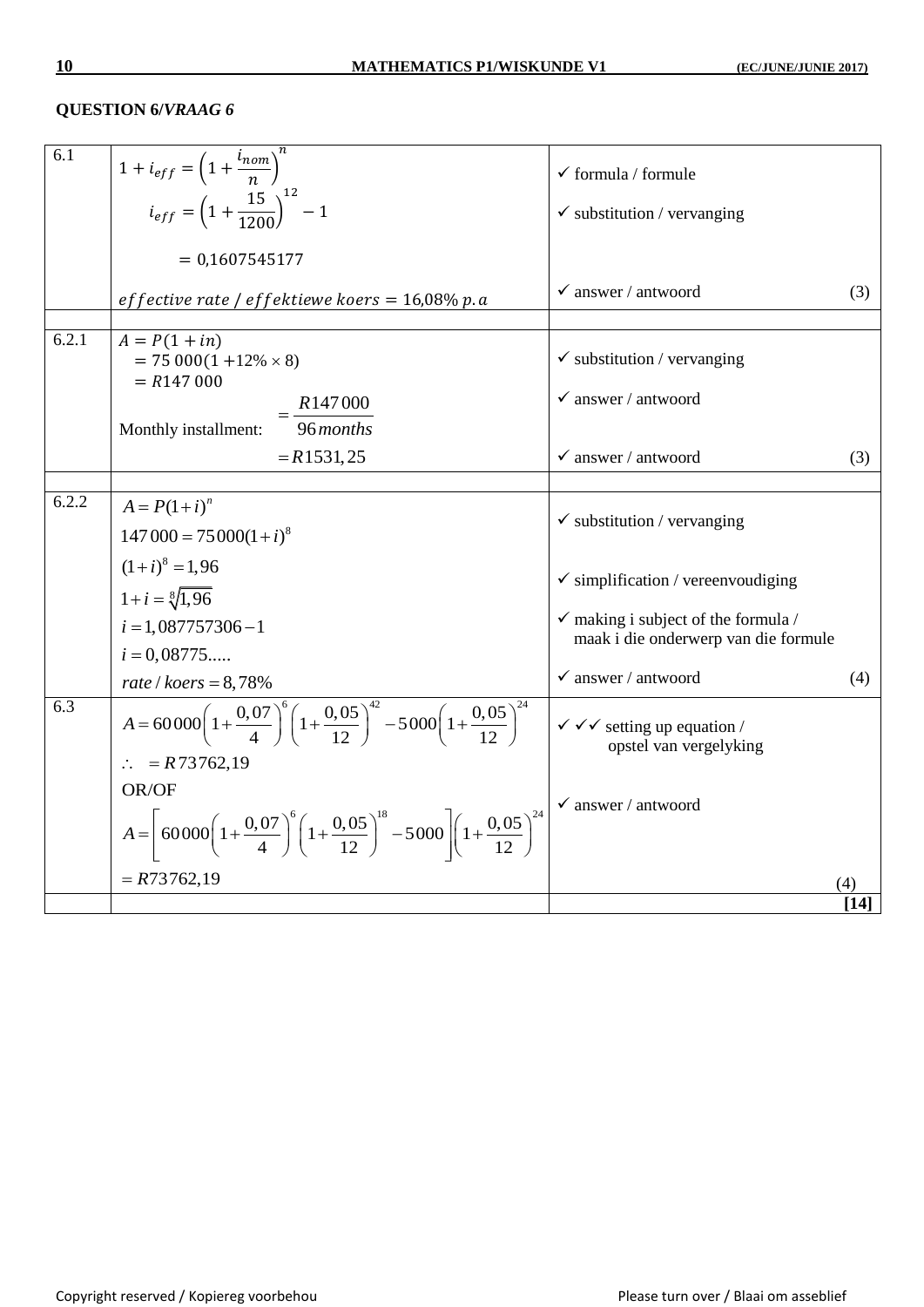**QUESTION 6/*VRAAG 6***

| | | |
|---|---|---|
| 6.1 | $1 + i_{eff} = \left(1 + \frac{i_{nom}}{n}\right)^n$<br>$i_{eff} = \left(1 + \frac{15}{1200}\right)^{12} - 1$<br>$= 0{,}1607545177$<br>$effective\ rate\ /\ effektiewe\ koers = 16{,}08\%\ p.a$ | ✓ formula / formule<br>✓ substitution / vervanging<br><br>✓ answer / antwoord (3) |
| | | |
| 6.2.1 | $A = P(1 + in)$<br>$= 75\ 000(1 + 12\% \times 8)$<br>$= R147\ 000$<br>Monthly installment: $= \frac{R147\,000}{96\,months}$<br>$= R1531{,}25$ | ✓ substitution / vervanging<br>✓ answer / antwoord<br><br>✓ answer / antwoord (3) |
| | | |
| 6.2.2 | $A = P(1+i)^n$<br>$147\,000 = 75\,000(1+i)^8$<br>$(1+i)^8 = 1{,}96$<br>$1+i = \sqrt[8]{1{,}96}$<br>$i = 1{,}087757306 - 1$<br>$i = 0{,}08775.....$<br>$rate\ /\ koers = 8{,}78\%$ | ✓ substitution / vervanging<br>✓ simplification / vereenvoudiging<br>✓ making i subject of the formula / maak i die onderwerp van die formule<br>✓ answer / antwoord (4) |
| 6.3 | $A = 60\,000\left(1+\frac{0{,}07}{4}\right)^6\left(1+\frac{0{,}05}{12}\right)^{42} - 5\,000\left(1+\frac{0{,}05}{12}\right)^{24}$<br>$\therefore\ = R73762{,}19$<br>OR/OF<br>$A = \left[60\,000\left(1+\frac{0{,}07}{4}\right)^6\left(1+\frac{0{,}05}{12}\right)^{18} - 5\,000\right]\left(1+\frac{0{,}05}{12}\right)^{24}$<br>$= R73762{,}19$ | ✓ ✓✓ setting up equation / opstel van vergelyking<br><br>✓ answer / antwoord<br><br>(4) |
| | | **[14]** |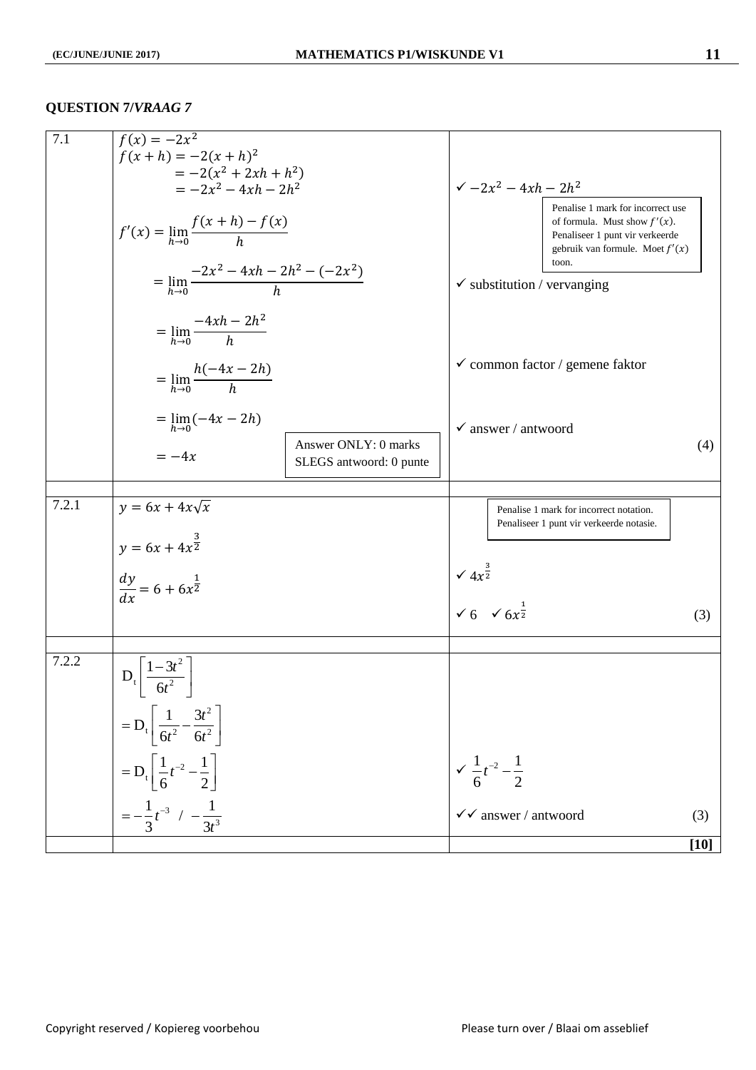## QUESTION 7/*VRAAG 7*

| | | |
|---|---|---|
| 7.1 | $f(x) = -2x^2$<br>$f(x+h) = -2(x+h)^2$<br>$= -2(x^2 + 2xh + h^2)$<br>$= -2x^2 - 4xh - 2h^2$<br><br>$f'(x) = \lim_{h \to 0} \dfrac{f(x+h) - f(x)}{h}$<br><br>$= \lim_{h \to 0} \dfrac{-2x^2 - 4xh - 2h^2 - (-2x^2)}{h}$<br><br>$= \lim_{h \to 0} \dfrac{-4xh - 2h^2}{h}$<br><br>$= \lim_{h \to 0} \dfrac{h(-4x - 2h)}{h}$<br><br>$= \lim_{h \to 0}(-4x - 2h)$<br>$= -4x$<br><br>Answer ONLY: 0 marks<br>SLEGS antwoord: 0 punte | ✓ $-2x^2 - 4xh - 2h^2$<br><br>Penalise 1 mark for incorrect use of formula. Must show $f'(x)$.<br>Penaliseer 1 punt vir verkeerde gebruik van formule. Moet $f'(x)$ toon.<br><br>✓ substitution / vervanging<br><br>✓ common factor / gemene faktor<br><br>✓ answer / antwoord<br><br>(4) |
| | | |
| 7.2.1 | $y = 6x + 4x\sqrt{x}$<br><br>$y = 6x + 4x^{\frac{3}{2}}$<br><br>$\dfrac{dy}{dx} = 6 + 6x^{\frac{1}{2}}$ | Penalise 1 mark for incorrect notation.<br>Penaliseer 1 punt vir verkeerde notasie.<br><br>✓ $4x^{\frac{3}{2}}$<br><br>✓ 6 ✓ $6x^{\frac{1}{2}}$<br><br>(3) |
| | | |
| 7.2.2 | $D_t\left[\dfrac{1-3t^2}{6t^2}\right]$<br><br>$= D_t\left[\dfrac{1}{6t^2} - \dfrac{3t^2}{6t^2}\right]$<br><br>$= D_t\left[\dfrac{1}{6}t^{-2} - \dfrac{1}{2}\right]$<br><br>$= -\dfrac{1}{3}t^{-3}$ / $-\dfrac{1}{3t^3}$ | ✓ $\dfrac{1}{6}t^{-2} - \dfrac{1}{2}$<br><br>✓✓ answer / antwoord<br><br>(3) |
| | | **[10]** |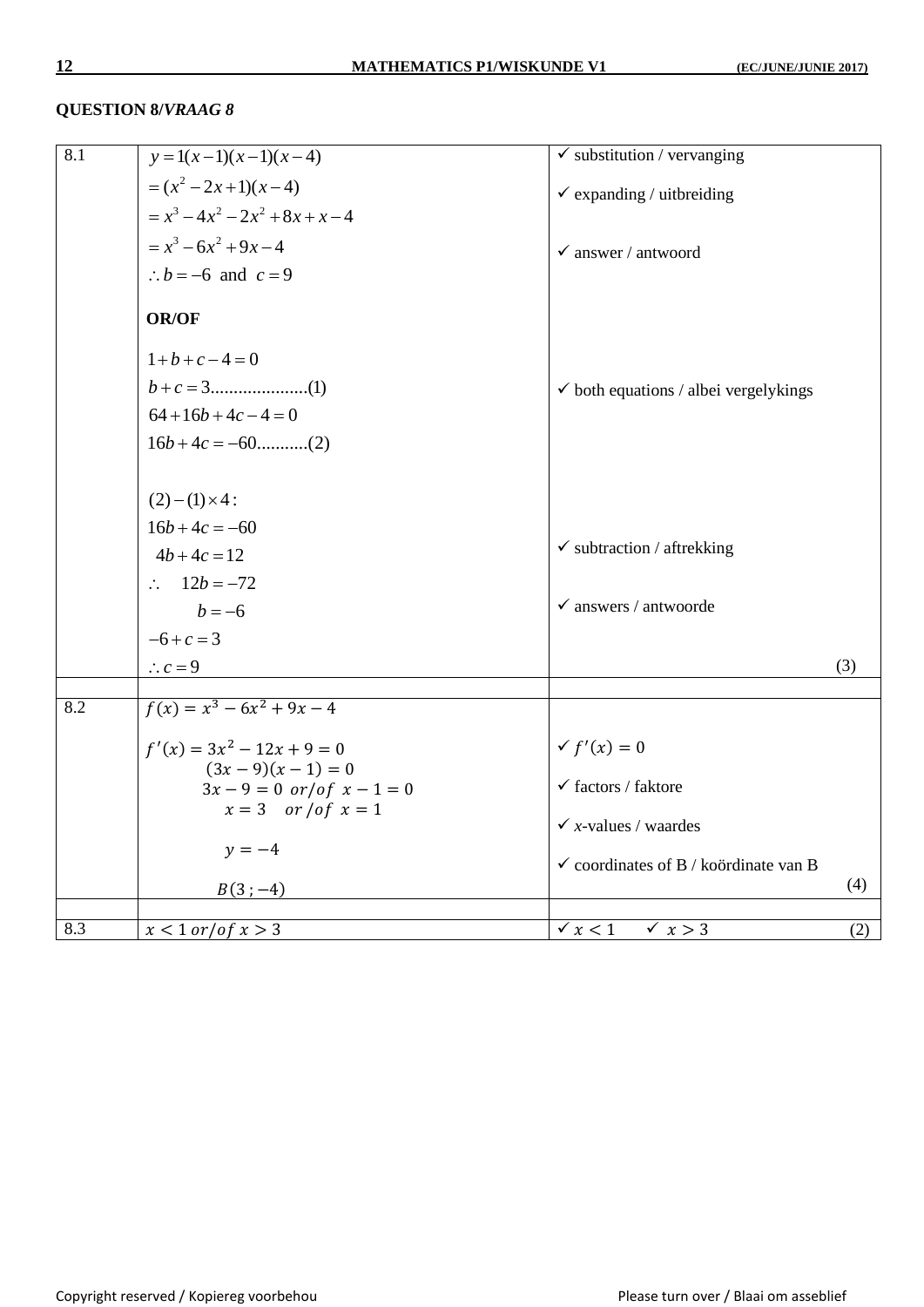## QUESTION 8/*VRAAG 8*

| | | |
|---|---|---|
| 8.1 | $y = 1(x-1)(x-1)(x-4)$<br>$= (x^2 - 2x + 1)(x-4)$<br>$= x^3 - 4x^2 - 2x^2 + 8x + x - 4$<br>$= x^3 - 6x^2 + 9x - 4$<br>$\therefore b = -6$ and $c = 9$<br><br>**OR/OF**<br><br>$1 + b + c - 4 = 0$<br>$b + c = 3$....................(1)<br>$64 + 16b + 4c - 4 = 0$<br>$16b + 4c = -60$...........(2)<br><br>$(2) - (1) \times 4$ :<br>$16b + 4c = -60$<br>$4b + 4c = 12$<br>$\therefore \quad 12b = -72$<br>$b = -6$<br>$-6 + c = 3$<br>$\therefore c = 9$ | ✓ substitution / vervanging<br>✓ expanding / uitbreiding<br><br>✓ answer / antwoord<br><br><br><br><br><br>✓ both equations / albei vergelykings<br><br><br><br><br><br>✓ subtraction / aftrekking<br><br>✓ answers / antwoorde<br><br>(3) |
| | | |
| 8.2 | $f(x) = x^3 - 6x^2 + 9x - 4$<br><br>$f'(x) = 3x^2 - 12x + 9 = 0$<br>$(3x - 9)(x - 1) = 0$<br>$3x - 9 = 0$ *or/of* $x - 1 = 0$<br>$x = 3$ *or/of* $x = 1$<br><br>$y = -4$<br><br>$B(3\ ; -4)$ | ✓ $f'(x) = 0$<br><br>✓ factors / faktore<br><br>✓ $x$-values / waardes<br><br>✓ coordinates of B / koördinate van B<br>(4) |
| | | |
| 8.3 | $x < 1$ *or/of* $x > 3$ | ✓ $x < 1$ ✓ $x > 3$ (2) |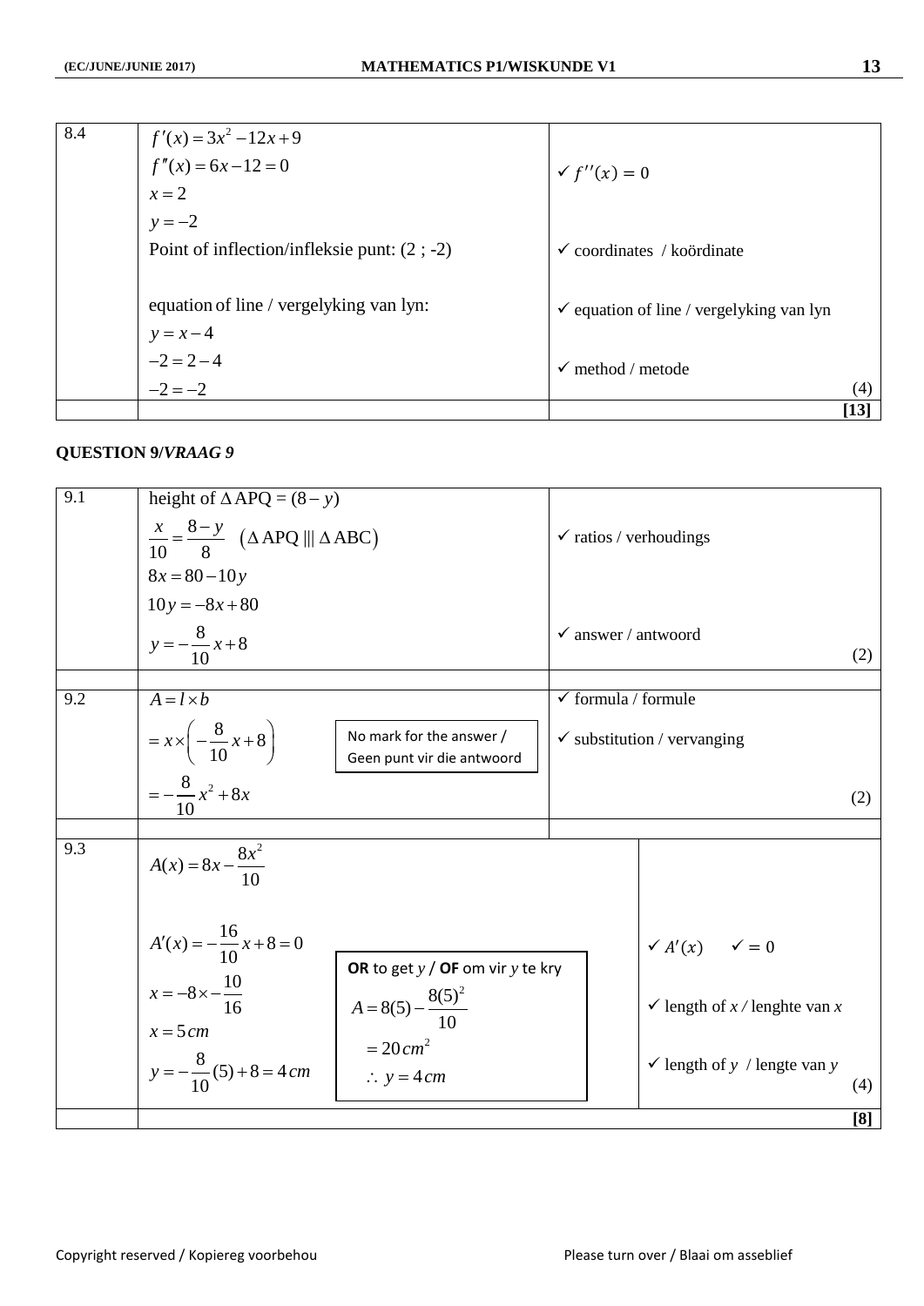| | | |
|---|---|---|
| 8.4 | $f'(x) = 3x^2 - 12x + 9$<br>$f''(x) = 6x - 12 = 0$<br>$x = 2$<br>$y = -2$<br>Point of inflection/infleksie punt: (2 ; -2)<br><br>equation of line / vergelyking van lyn:<br>$y = x - 4$<br>$-2 = 2 - 4$<br>$-2 = -2$ | ✓ $f''(x) = 0$<br><br>✓ coordinates / koördinate<br><br>✓ equation of line / vergelyking van lyn<br><br>✓ method / metode<br>(4) |
| | | **[13]** |

**QUESTION 9/*VRAAG 9***

| | | |
|---|---|---|
| 9.1 | height of $\Delta$APQ = $(8 - y)$<br>$\frac{x}{10} = \frac{8-y}{8} \quad (\Delta \text{APQ} \parallel\parallel \Delta \text{ABC})$<br>$8x = 80 - 10y$<br>$10y = -8x + 80$<br>$y = -\frac{8}{10}x + 8$ | ✓ ratios / verhoudings<br><br>✓ answer / antwoord<br>(2) |
| | | |
| 9.2 | $A = l \times b$<br>$= x \times \left(-\frac{8}{10}x + 8\right)$<br>$= -\frac{8}{10}x^2 + 8x$<br><br>No mark for the answer / Geen punt vir die antwoord | ✓ formula / formule<br>✓ substitution / vervanging<br>(2) |
| | | |
| 9.3 | $A(x) = 8x - \frac{8x^2}{10}$<br><br>$A'(x) = -\frac{16}{10}x + 8 = 0$<br>$x = -8 \times -\frac{10}{16}$<br>$x = 5\,cm$<br>$y = -\frac{8}{10}(5) + 8 = 4\,cm$<br><br>**OR** to get $y$ / **OF** om vir $y$ te kry<br>$A = 8(5) - \frac{8(5)^2}{10}$<br>$= 20\,cm^2$<br>$\therefore\ y = 4\,cm$ | ✓ $A'(x)$ ✓ $= 0$<br><br>✓ length of $x$ / lenghte van $x$<br><br>✓ length of $y$ / lengte van $y$<br>(4) |
| | | **[8]** |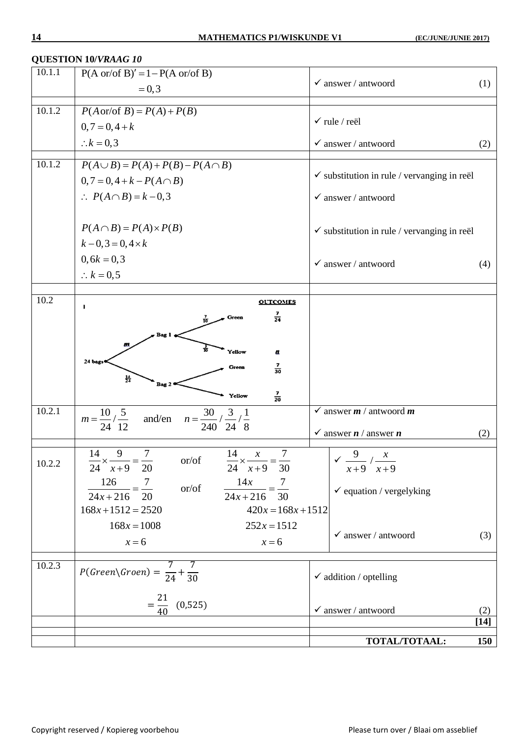## QUESTION 10/*VRAAG 10*

| | | |
|---|---|---|
| 10.1.1 | $\text{P(A or/of B)}' = 1 - \text{P(A or/of B)}$<br>$= 0{,}3$ | ✓ answer / antwoord (1) |
| | | |
| 10.1.2 | $P(A \text{ or/of } B) = P(A) + P(B)$<br>$0{,}7 = 0{,}4 + k$<br>$\therefore k = 0{,}3$ | ✓ rule / reël<br>✓ answer / antwoord (2) |
| | | |
| 10.1.2 | $P(A \cup B) = P(A) + P(B) - P(A \cap B)$<br>$0{,}7 = 0{,}4 + k - P(A \cap B)$<br>$\therefore\ P(A \cap B) = k - 0{,}3$<br><br>$P(A \cap B) = P(A) \times P(B)$<br>$k - 0{,}3 = 0{,}4 \times k$<br>$0{,}6k = 0{,}3$<br>$\therefore k = 0{,}5$ | ✓ substitution in rule / vervanging in reël<br>✓ answer / antwoord<br><br>✓ substitution in rule / vervanging in reël<br><br>✓ answer / antwoord (4) |
| | | |
| 10.2 | OUTCOMES<br>24 bags → Bag 1 ($m$): Green ($\frac{7}{10}$) → $\frac{7}{24}$; Yellow ($\frac{3}{10}$) → $n$<br>24 bags → Bag 2 ($\frac{14}{24}$): Green → $\frac{7}{30}$; Yellow → $\frac{7}{20}$ | |
| 10.2.1 | $m = \frac{10}{24} / \frac{5}{12}$ and/en $n = \frac{30}{240} / \frac{3}{24} / \frac{1}{8}$ | ✓ answer ***m*** / antwoord ***m***<br>✓ answer ***n*** / answer ***n*** (2) |
| | | |
| 10.2.2 | $\frac{14}{24} \times \frac{9}{x+9} = \frac{7}{20}$ or/of $\frac{14}{24} \times \frac{x}{x+9} = \frac{7}{30}$<br>$\frac{126}{24x+216} = \frac{7}{20}$ or/of $\frac{14x}{24x+216} = \frac{7}{30}$<br>$168x + 1512 = 2520$ $\quad$ $420x = 168x + 1512$<br>$168x = 1008$ $\quad$ $252x = 1512$<br>$x = 6$ $\quad$ $x = 6$ | ✓ $\frac{9}{x+9}$ / $\frac{x}{x+9}$<br>✓ equation / vergelyking<br><br>✓ answer / antwoord (3) |
| | | |
| 10.2.3 | $P(Green \backslash Groen) = \frac{7}{24} + \frac{7}{30}$<br>$= \frac{21}{40}$ (0,525) | ✓ addition / optelling<br>✓ answer / antwoord (2) |
| | | **[14]** |
| | | |
| | | **TOTAL/TOTAAL: 150** |